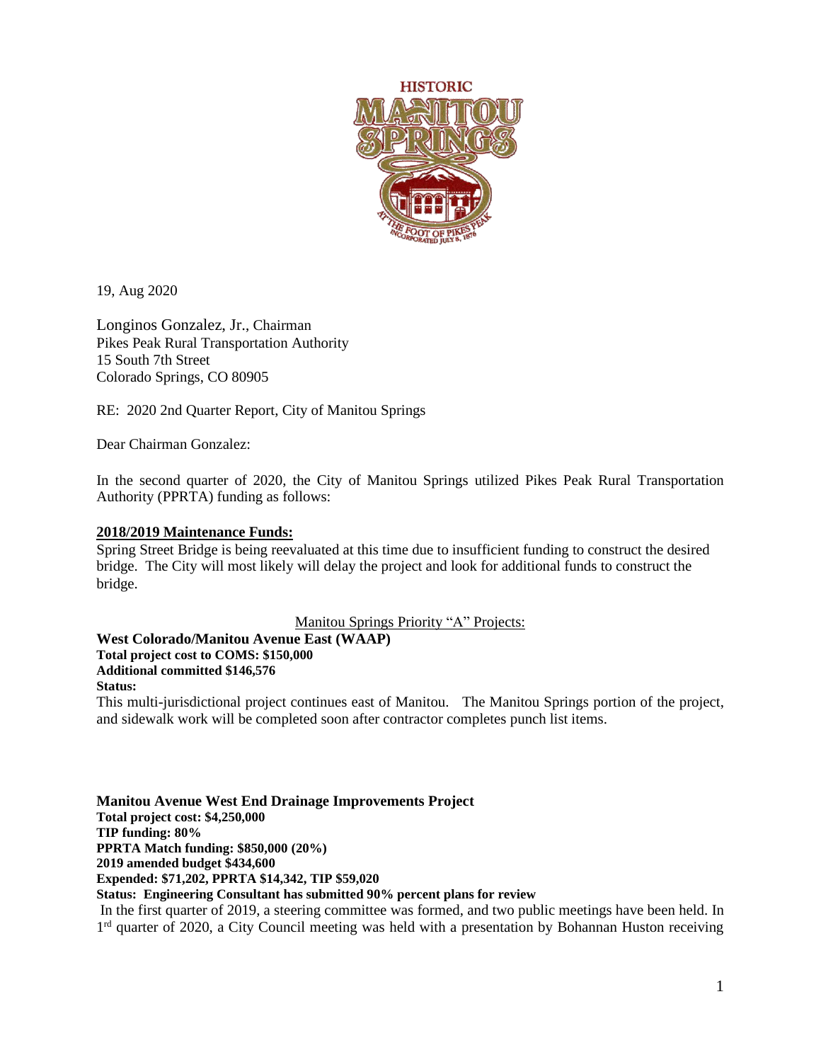19, Aug 2020

Longinos Gonzalez, Jr., Chairman
Pikes Peak Rural Transportation Authority
15 South 7th Street
Colorado Springs, CO 80905

RE: 2020 2nd Quarter Report, City of Manitou Springs

Dear Chairman Gonzalez:

In the second quarter of 2020, the City of Manitou Springs utilized Pikes Peak Rural Transportation Authority (PPRTA) funding as follows:

**2018/2019 Maintenance Funds:**

Spring Street Bridge is being reevaluated at this time due to insufficient funding to construct the desired bridge. The City will most likely will delay the project and look for additional funds to construct the bridge.

Manitou Springs Priority "A" Projects:

**West Colorado/Manitou Avenue East (WAAP)**
**Total project cost to COMS: $150,000**
**Additional committed $146,576**
**Status:**

This multi-jurisdictional project continues east of Manitou. The Manitou Springs portion of the project, and sidewalk work will be completed soon after contractor completes punch list items.

**Manitou Avenue West End Drainage Improvements Project**
**Total project cost: $4,250,000**
**TIP funding: 80%**
**PPRTA Match funding: $850,000 (20%)**
**2019 amended budget $434,600**
**Expended: $71,202, PPRTA $14,342, TIP $59,020**
**Status: Engineering Consultant has submitted 90% percent plans for review**

In the first quarter of 2019, a steering committee was formed, and two public meetings have been held. In 1st quarter of 2020, a City Council meeting was held with a presentation by Bohannan Huston receiving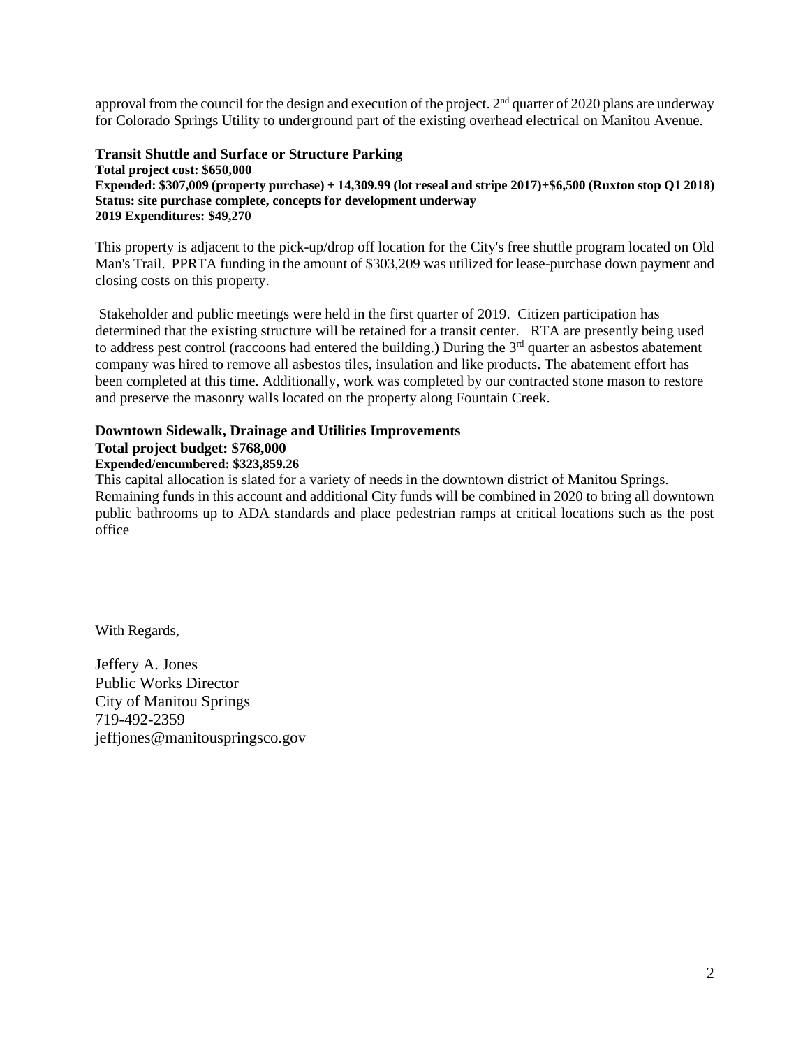approval from the council for the design and execution of the project. 2nd quarter of 2020 plans are underway for Colorado Springs Utility to underground part of the existing overhead electrical on Manitou Avenue.

**Transit Shuttle and Surface or Structure Parking**
**Total project cost: $650,000**
**Expended: $307,009 (property purchase) + 14,309.99 (lot reseal and stripe 2017)+$6,500 (Ruxton stop Q1 2018)**
**Status: site purchase complete, concepts for development underway**
**2019 Expenditures: $49,270**

This property is adjacent to the pick-up/drop off location for the City's free shuttle program located on Old Man's Trail. PPRTA funding in the amount of $303,209 was utilized for lease-purchase down payment and closing costs on this property.

Stakeholder and public meetings were held in the first quarter of 2019. Citizen participation has determined that the existing structure will be retained for a transit center. RTA are presently being used to address pest control (raccoons had entered the building.) During the 3rd quarter an asbestos abatement company was hired to remove all asbestos tiles, insulation and like products. The abatement effort has been completed at this time. Additionally, work was completed by our contracted stone mason to restore and preserve the masonry walls located on the property along Fountain Creek.

**Downtown Sidewalk, Drainage and Utilities Improvements**
**Total project budget: $768,000**
**Expended/encumbered: $323,859.26**
This capital allocation is slated for a variety of needs in the downtown district of Manitou Springs. Remaining funds in this account and additional City funds will be combined in 2020 to bring all downtown public bathrooms up to ADA standards and place pedestrian ramps at critical locations such as the post office

With Regards,

Jeffery A. Jones
Public Works Director
City of Manitou Springs
719-492-2359
jeffjones@manitouspringsco.gov